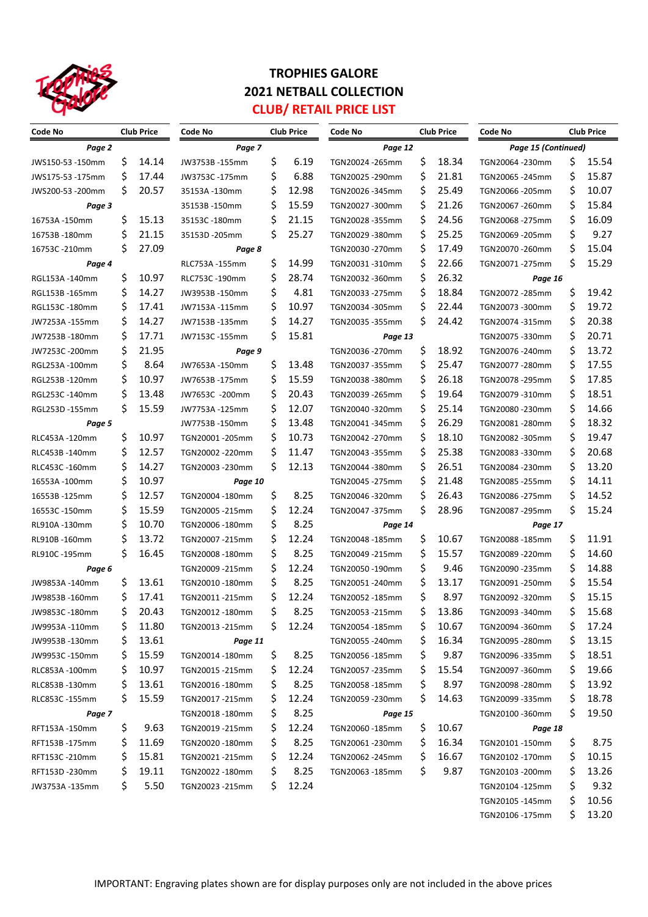# TROPHIES GALORE

## 2021 NETBALL COLLECTION

## CLUB/ RETAIL PRICE LIST

| Code No | Club Price |
|---|---|
| ***Page 2*** | |
| JWS150-53 -150mm | $ 14.14 |
| JWS175-53 -175mm | $ 17.44 |
| JWS200-53 -200mm | $ 20.57 |
| ***Page 3*** | |
| 16753A -150mm | $ 15.13 |
| 16753B -180mm | $ 21.15 |
| 16753C -210mm | $ 27.09 |
| ***Page 4*** | |
| RGL153A -140mm | $ 10.97 |
| RGL153B -165mm | $ 14.27 |
| RGL153C -180mm | $ 17.41 |
| JW7253A -155mm | $ 14.27 |
| JW7253B -180mm | $ 17.71 |
| JW7253C -200mm | $ 21.95 |
| RGL253A -100mm | $ 8.64 |
| RGL253B -120mm | $ 10.97 |
| RGL253C -140mm | $ 13.48 |
| RGL253D -155mm | $ 15.59 |
| ***Page 5*** | |
| RLC453A -120mm | $ 10.97 |
| RLC453B -140mm | $ 12.57 |
| RLC453C -160mm | $ 14.27 |
| 16553A -100mm | $ 10.97 |
| 16553B -125mm | $ 12.57 |
| 16553C -150mm | $ 15.59 |
| RL910A -130mm | $ 10.70 |
| RL910B -160mm | $ 13.72 |
| RL910C -195mm | $ 16.45 |
| ***Page 6*** | |
| JW9853A -140mm | $ 13.61 |
| JW9853B -160mm | $ 17.41 |
| JW9853C -180mm | $ 20.43 |
| JW9953A -110mm | $ 11.80 |
| JW9953B -130mm | $ 13.61 |
| JW9953C -150mm | $ 15.59 |
| RLC853A -100mm | $ 10.97 |
| RLC853B -130mm | $ 13.61 |
| RLC853C -155mm | $ 15.59 |
| ***Page 7*** | |
| RFT153A -150mm | $ 9.63 |
| RFT153B -175mm | $ 11.69 |
| RFT153C -210mm | $ 15.81 |
| RFT153D -230mm | $ 19.11 |
| JW3753A -135mm | $ 5.50 |
| ***Page 7*** | |
| JW3753B -155mm | $ 6.19 |
| JW3753C -175mm | $ 6.88 |
| 35153A -130mm | $ 12.98 |
| 35153B -150mm | $ 15.59 |
| 35153C -180mm | $ 21.15 |
| 35153D -205mm | $ 25.27 |
| ***Page 8*** | |
| RLC753A -155mm | $ 14.99 |
| RLC753C -190mm | $ 28.74 |
| JW3953B -150mm | $ 4.81 |
| JW7153A -115mm | $ 10.97 |
| JW7153B -135mm | $ 14.27 |
| JW7153C -155mm | $ 15.81 |
| ***Page 9*** | |
| JW7653A -150mm | $ 13.48 |
| JW7653B -175mm | $ 15.59 |
| JW7653C -200mm | $ 20.43 |
| JW7753A -125mm | $ 12.07 |
| JW7753B -150mm | $ 13.48 |
| TGN20001 -205mm | $ 10.73 |
| TGN20002 -220mm | $ 11.47 |
| TGN20003 -230mm | $ 12.13 |
| ***Page 10*** | |
| TGN20004 -180mm | $ 8.25 |
| TGN20005 -215mm | $ 12.24 |
| TGN20006 -180mm | $ 8.25 |
| TGN20007 -215mm | $ 12.24 |
| TGN20008 -180mm | $ 8.25 |
| TGN20009 -215mm | $ 12.24 |
| TGN20010 -180mm | $ 8.25 |
| TGN20011 -215mm | $ 12.24 |
| TGN20012 -180mm | $ 8.25 |
| TGN20013 -215mm | $ 12.24 |
| ***Page 11*** | |
| TGN20014 -180mm | $ 8.25 |
| TGN20015 -215mm | $ 12.24 |
| TGN20016 -180mm | $ 8.25 |
| TGN20017 -215mm | $ 12.24 |
| TGN20018 -180mm | $ 8.25 |
| TGN20019 -215mm | $ 12.24 |
| TGN20020 -180mm | $ 8.25 |
| TGN20021 -215mm | $ 12.24 |
| TGN20022 -180mm | $ 8.25 |
| TGN20023 -215mm | $ 12.24 |
| ***Page 12*** | |
| TGN20024 -265mm | $ 18.34 |
| TGN20025 -290mm | $ 21.81 |
| TGN20026 -345mm | $ 25.49 |
| TGN20027 -300mm | $ 21.26 |
| TGN20028 -355mm | $ 24.56 |
| TGN20029 -380mm | $ 25.25 |
| TGN20030 -270mm | $ 17.49 |
| TGN20031 -310mm | $ 22.66 |
| TGN20032 -360mm | $ 26.32 |
| TGN20033 -275mm | $ 18.84 |
| TGN20034 -305mm | $ 22.44 |
| TGN20035 -355mm | $ 24.42 |
| ***Page 13*** | |
| TGN20036 -270mm | $ 18.92 |
| TGN20037 -355mm | $ 25.47 |
| TGN20038 -380mm | $ 26.18 |
| TGN20039 -265mm | $ 19.64 |
| TGN20040 -320mm | $ 25.14 |
| TGN20041 -345mm | $ 26.29 |
| TGN20042 -270mm | $ 18.10 |
| TGN20043 -355mm | $ 25.38 |
| TGN20044 -380mm | $ 26.51 |
| TGN20045 -275mm | $ 21.48 |
| TGN20046 -320mm | $ 26.43 |
| TGN20047 -375mm | $ 28.96 |
| ***Page 14*** | |
| TGN20048 -185mm | $ 10.67 |
| TGN20049 -215mm | $ 15.57 |
| TGN20050 -190mm | $ 9.46 |
| TGN20051 -240mm | $ 13.17 |
| TGN20052 -185mm | $ 8.97 |
| TGN20053 -215mm | $ 13.86 |
| TGN20054 -185mm | $ 10.67 |
| TGN20055 -240mm | $ 16.34 |
| TGN20056 -185mm | $ 9.87 |
| TGN20057 -235mm | $ 15.54 |
| TGN20058 -185mm | $ 8.97 |
| TGN20059 -230mm | $ 14.63 |
| ***Page 15*** | |
| TGN20060 -185mm | $ 10.67 |
| TGN20061 -230mm | $ 16.34 |
| TGN20062 -245mm | $ 16.67 |
| TGN20063 -185mm | $ 9.87 |
| ***Page 15 (Continued)*** | |
| TGN20064 -230mm | $ 15.54 |
| TGN20065 -245mm | $ 15.87 |
| TGN20066 -205mm | $ 10.07 |
| TGN20067 -260mm | $ 15.84 |
| TGN20068 -275mm | $ 16.09 |
| TGN20069 -205mm | $ 9.27 |
| TGN20070 -260mm | $ 15.04 |
| TGN20071 -275mm | $ 15.29 |
| ***Page 16*** | |
| TGN20072 -285mm | $ 19.42 |
| TGN20073 -300mm | $ 19.72 |
| TGN20074 -315mm | $ 20.38 |
| TGN20075 -330mm | $ 20.71 |
| TGN20076 -240mm | $ 13.72 |
| TGN20077 -280mm | $ 17.55 |
| TGN20078 -295mm | $ 17.85 |
| TGN20079 -310mm | $ 18.51 |
| TGN20080 -230mm | $ 14.66 |
| TGN20081 -280mm | $ 18.32 |
| TGN20082 -305mm | $ 19.47 |
| TGN20083 -330mm | $ 20.68 |
| TGN20084 -230mm | $ 13.20 |
| TGN20085 -255mm | $ 14.11 |
| TGN20086 -275mm | $ 14.52 |
| TGN20087 -295mm | $ 15.24 |
| ***Page 17*** | |
| TGN20088 -185mm | $ 11.91 |
| TGN20089 -220mm | $ 14.60 |
| TGN20090 -235mm | $ 14.88 |
| TGN20091 -250mm | $ 15.54 |
| TGN20092 -320mm | $ 15.15 |
| TGN20093 -340mm | $ 15.68 |
| TGN20094 -360mm | $ 17.24 |
| TGN20095 -280mm | $ 13.15 |
| TGN20096 -335mm | $ 18.51 |
| TGN20097 -360mm | $ 19.66 |
| TGN20098 -280mm | $ 13.92 |
| TGN20099 -335mm | $ 18.78 |
| TGN20100 -360mm | $ 19.50 |
| ***Page 18*** | |
| TGN20101 -150mm | $ 8.75 |
| TGN20102 -170mm | $ 10.15 |
| TGN20103 -200mm | $ 13.26 |
| TGN20104 -125mm | $ 9.32 |
| TGN20105 -145mm | $ 10.56 |
| TGN20106 -175mm | $ 13.20 |

IMPORTANT: Engraving plates shown are for display purposes only are not included in the above prices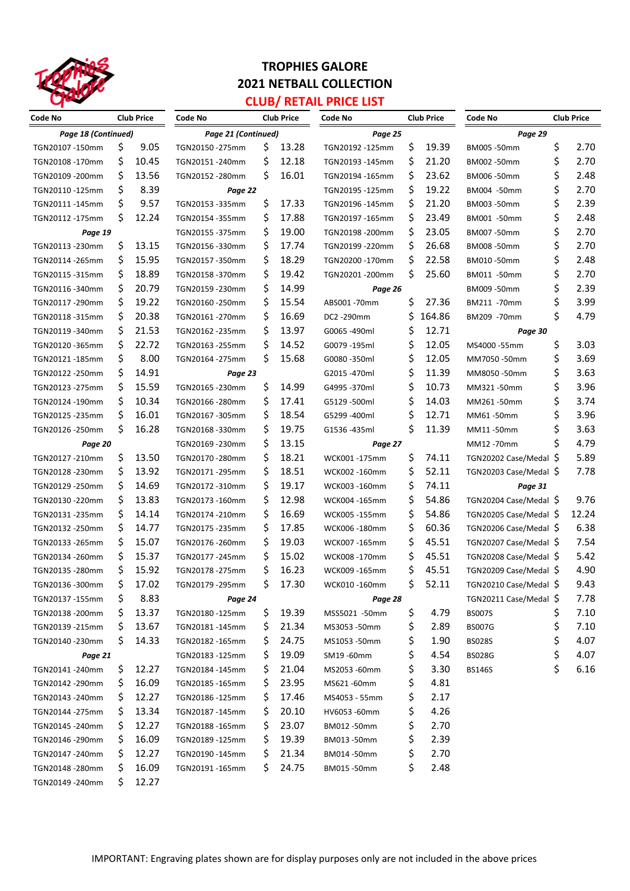# TROPHIES GALORE
## 2021 NETBALL COLLECTION
### CLUB/ RETAIL PRICE LIST

| Code No | Club Price |
|---|---|
| ***Page 18 (Continued)*** | |
| TGN20107 -150mm | $ 9.05 |
| TGN20108 -170mm | $ 10.45 |
| TGN20109 -200mm | $ 13.56 |
| TGN20110 -125mm | $ 8.39 |
| TGN20111 -145mm | $ 9.57 |
| TGN20112 -175mm | $ 12.24 |
| ***Page 19*** | |
| TGN20113 -230mm | $ 13.15 |
| TGN20114 -265mm | $ 15.95 |
| TGN20115 -315mm | $ 18.89 |
| TGN20116 -340mm | $ 20.79 |
| TGN20117 -290mm | $ 19.22 |
| TGN20118 -315mm | $ 20.38 |
| TGN20119 -340mm | $ 21.53 |
| TGN20120 -365mm | $ 22.72 |
| TGN20121 -185mm | $ 8.00 |
| TGN20122 -250mm | $ 14.91 |
| TGN20123 -275mm | $ 15.59 |
| TGN20124 -190mm | $ 10.34 |
| TGN20125 -235mm | $ 16.01 |
| TGN20126 -250mm | $ 16.28 |
| ***Page 20*** | |
| TGN20127 -210mm | $ 13.50 |
| TGN20128 -230mm | $ 13.92 |
| TGN20129 -250mm | $ 14.69 |
| TGN20130 -220mm | $ 13.83 |
| TGN20131 -235mm | $ 14.14 |
| TGN20132 -250mm | $ 14.77 |
| TGN20133 -265mm | $ 15.07 |
| TGN20134 -260mm | $ 15.37 |
| TGN20135 -280mm | $ 15.92 |
| TGN20136 -300mm | $ 17.02 |
| TGN20137 -155mm | $ 8.83 |
| TGN20138 -200mm | $ 13.37 |
| TGN20139 -215mm | $ 13.67 |
| TGN20140 -230mm | $ 14.33 |
| ***Page 21*** | |
| TGN20141 -240mm | $ 12.27 |
| TGN20142 -290mm | $ 16.09 |
| TGN20143 -240mm | $ 12.27 |
| TGN20144 -275mm | $ 13.34 |
| TGN20145 -240mm | $ 12.27 |
| TGN20146 -290mm | $ 16.09 |
| TGN20147 -240mm | $ 12.27 |
| TGN20148 -280mm | $ 16.09 |
| TGN20149 -240mm | $ 12.27 |

| Code No | Club Price |
|---|---|
| ***Page 21 (Continued)*** | |
| TGN20150 -275mm | $ 13.28 |
| TGN20151 -240mm | $ 12.18 |
| TGN20152 -280mm | $ 16.01 |
| ***Page 22*** | |
| TGN20153 -335mm | $ 17.33 |
| TGN20154 -355mm | $ 17.88 |
| TGN20155 -375mm | $ 19.00 |
| TGN20156 -330mm | $ 17.74 |
| TGN20157 -350mm | $ 18.29 |
| TGN20158 -370mm | $ 19.42 |
| TGN20159 -230mm | $ 14.99 |
| TGN20160 -250mm | $ 15.54 |
| TGN20161 -270mm | $ 16.69 |
| TGN20162 -235mm | $ 13.97 |
| TGN20163 -255mm | $ 14.52 |
| TGN20164 -275mm | $ 15.68 |
| ***Page 23*** | |
| TGN20165 -230mm | $ 14.99 |
| TGN20166 -280mm | $ 17.41 |
| TGN20167 -305mm | $ 18.54 |
| TGN20168 -330mm | $ 19.75 |
| TGN20169 -230mm | $ 13.15 |
| TGN20170 -280mm | $ 18.21 |
| TGN20171 -295mm | $ 18.51 |
| TGN20172 -310mm | $ 19.17 |
| TGN20173 -160mm | $ 12.98 |
| TGN20174 -210mm | $ 16.69 |
| TGN20175 -235mm | $ 17.85 |
| TGN20176 -260mm | $ 19.03 |
| TGN20177 -245mm | $ 15.02 |
| TGN20178 -275mm | $ 16.23 |
| TGN20179 -295mm | $ 17.30 |
| ***Page 24*** | |
| TGN20180 -125mm | $ 19.39 |
| TGN20181 -145mm | $ 21.34 |
| TGN20182 -165mm | $ 24.75 |
| TGN20183 -125mm | $ 19.09 |
| TGN20184 -145mm | $ 21.04 |
| TGN20185 -165mm | $ 23.95 |
| TGN20186 -125mm | $ 17.46 |
| TGN20187 -145mm | $ 20.10 |
| TGN20188 -165mm | $ 23.07 |
| TGN20189 -125mm | $ 19.39 |
| TGN20190 -145mm | $ 21.34 |
| TGN20191 -165mm | $ 24.75 |

| Code No | Club Price |
|---|---|
| ***Page 25*** | |
| TGN20192 -125mm | $ 19.39 |
| TGN20193 -145mm | $ 21.20 |
| TGN20194 -165mm | $ 23.62 |
| TGN20195 -125mm | $ 19.22 |
| TGN20196 -145mm | $ 21.20 |
| TGN20197 -165mm | $ 23.49 |
| TGN20198 -200mm | $ 23.05 |
| TGN20199 -220mm | $ 26.68 |
| TGN20200 -170mm | $ 22.58 |
| TGN20201 -200mm | $ 25.60 |
| ***Page 26*** | |
| ABS001 -70mm | $ 27.36 |
| DC2 -290mm | $ 164.86 |
| G0065 -490ml | $ 12.71 |
| G0079 -195ml | $ 12.05 |
| G0080 -350ml | $ 12.05 |
| G2015 -470ml | $ 11.39 |
| G4995 -370ml | $ 10.73 |
| G5129 -500ml | $ 14.03 |
| G5299 -400ml | $ 12.71 |
| G1536 -435ml | $ 11.39 |
| ***Page 27*** | |
| WCK001 -175mm | $ 74.11 |
| WCK002 -160mm | $ 52.11 |
| WCK003 -160mm | $ 74.11 |
| WCK004 -165mm | $ 54.86 |
| WCK005 -155mm | $ 54.86 |
| WCK006 -180mm | $ 60.36 |
| WCK007 -165mm | $ 45.51 |
| WCK008 -170mm | $ 45.51 |
| WCK009 -165mm | $ 45.51 |
| WCK010 -160mm | $ 52.11 |
| ***Page 28*** | |
| MSS5021 -50mm | $ 4.79 |
| MS3053 -50mm | $ 2.89 |
| MS1053 -50mm | $ 1.90 |
| SM19 -60mm | $ 4.54 |
| MS2053 -60mm | $ 3.30 |
| MS621 -60mm | $ 4.81 |
| MS4053 - 55mm | $ 2.17 |
| HV6053 -60mm | $ 4.26 |
| BM012 -50mm | $ 2.70 |
| BM013 -50mm | $ 2.39 |
| BM014 -50mm | $ 2.70 |
| BM015 -50mm | $ 2.48 |

| Code No | Club Price |
|---|---|
| ***Page 29*** | |
| BM005 -50mm | $ 2.70 |
| BM002 -50mm | $ 2.70 |
| BM006 -50mm | $ 2.48 |
| BM004 -50mm | $ 2.70 |
| BM003 -50mm | $ 2.39 |
| BM001 -50mm | $ 2.48 |
| BM007 -50mm | $ 2.70 |
| BM008 -50mm | $ 2.70 |
| BM010 -50mm | $ 2.48 |
| BM011 -50mm | $ 2.70 |
| BM009 -50mm | $ 2.39 |
| BM211 -70mm | $ 3.99 |
| BM209 -70mm | $ 4.79 |
| ***Page 30*** | |
| MS4000 -55mm | $ 3.03 |
| MM7050 -50mm | $ 3.69 |
| MM8050 -50mm | $ 3.63 |
| MM321 -50mm | $ 3.96 |
| MM261 -50mm | $ 3.74 |
| MM61 -50mm | $ 3.96 |
| MM11 -50mm | $ 3.63 |
| MM12 -70mm | $ 4.79 |
| TGN20202 Case/Medal | $ 5.89 |
| TGN20203 Case/Medal | $ 7.78 |
| ***Page 31*** | |
| TGN20204 Case/Medal | $ 9.76 |
| TGN20205 Case/Medal | $ 12.24 |
| TGN20206 Case/Medal | $ 6.38 |
| TGN20207 Case/Medal | $ 7.54 |
| TGN20208 Case/Medal | $ 5.42 |
| TGN20209 Case/Medal | $ 4.90 |
| TGN20210 Case/Medal | $ 9.43 |
| TGN20211 Case/Medal | $ 7.78 |
| BS007S | $ 7.10 |
| BS007G | $ 7.10 |
| BS028S | $ 4.07 |
| BS028G | $ 4.07 |
| BS146S | $ 6.16 |

IMPORTANT: Engraving plates shown are for display purposes only are not included in the above prices